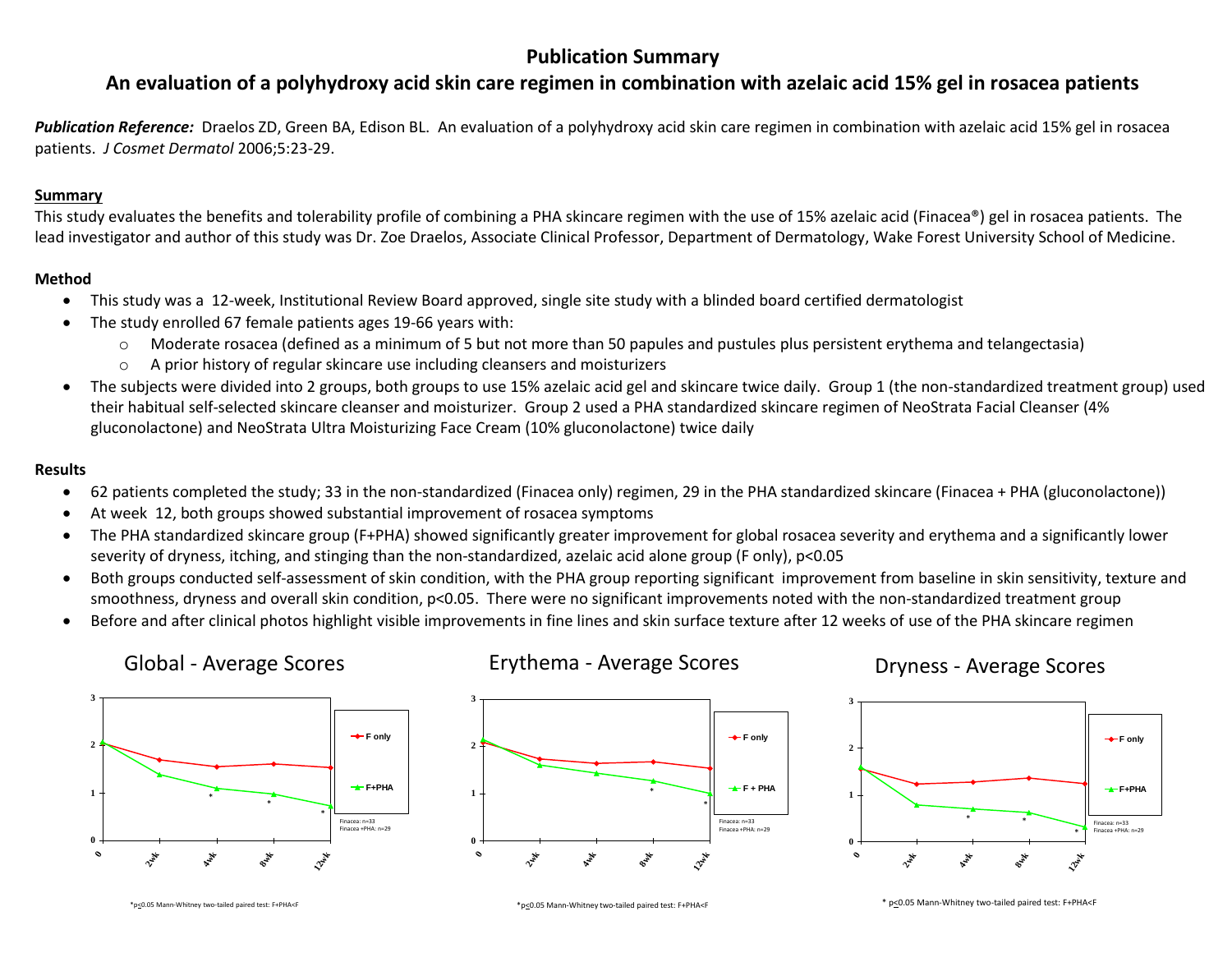# Publication Summary

## An evaluation of a polyhydroxy acid skin care regimen in combination with azelaic acid 15% gel in rosacea patients

***Publication Reference:*** Draelos ZD, Green BA, Edison BL. An evaluation of a polyhydroxy acid skin care regimen in combination with azelaic acid 15% gel in rosacea patients. *J Cosmet Dermatol* 2006;5:23-29.

### Summary

This study evaluates the benefits and tolerability profile of combining a PHA skincare regimen with the use of 15% azelaic acid (Finacea®) gel in rosacea patients. The lead investigator and author of this study was Dr. Zoe Draelos, Associate Clinical Professor, Department of Dermatology, Wake Forest University School of Medicine.

### Method

- This study was a 12-week, Institutional Review Board approved, single site study with a blinded board certified dermatologist
- The study enrolled 67 female patients ages 19-66 years with:
  - Moderate rosacea (defined as a minimum of 5 but not more than 50 papules and pustules plus persistent erythema and telangectasia)
  - A prior history of regular skincare use including cleansers and moisturizers
- The subjects were divided into 2 groups, both groups to use 15% azelaic acid gel and skincare twice daily. Group 1 (the non-standardized treatment group) used their habitual self-selected skincare cleanser and moisturizer. Group 2 used a PHA standardized skincare regimen of NeoStrata Facial Cleanser (4% gluconolactone) and NeoStrata Ultra Moisturizing Face Cream (10% gluconolactone) twice daily

### Results

- 62 patients completed the study; 33 in the non-standardized (Finacea only) regimen, 29 in the PHA standardized skincare (Finacea + PHA (gluconolactone))
- At week 12, both groups showed substantial improvement of rosacea symptoms
- The PHA standardized skincare group (F+PHA) showed significantly greater improvement for global rosacea severity and erythema and a significantly lower severity of dryness, itching, and stinging than the non-standardized, azelaic acid alone group (F only), $p<0.05$
- Both groups conducted self-assessment of skin condition, with the PHA group reporting significant improvement from baseline in skin sensitivity, texture and smoothness, dryness and overall skin condition, $p<0.05$. There were no significant improvements noted with the non-standardized treatment group
- Before and after clinical photos highlight visible improvements in fine lines and skin surface texture after 12 weeks of use of the PHA skincare regimen

Global - Average Scores

Finacea: n=33, Finacea +PHA: n=29

*$p \leq 0.05$ Mann-Whitney two-tailed paired test: F+PHA<F

Erythema - Average Scores

Finacea: n=33, Finacea +PHA: n=29

*$p \leq 0.05$ Mann-Whitney two-tailed paired test: F+PHA<F

Dryness - Average Scores

Finacea: n=33, Finacea +PHA: n=29

* $p \leq 0.05$ Mann-Whitney two-tailed paired test: F+PHA<F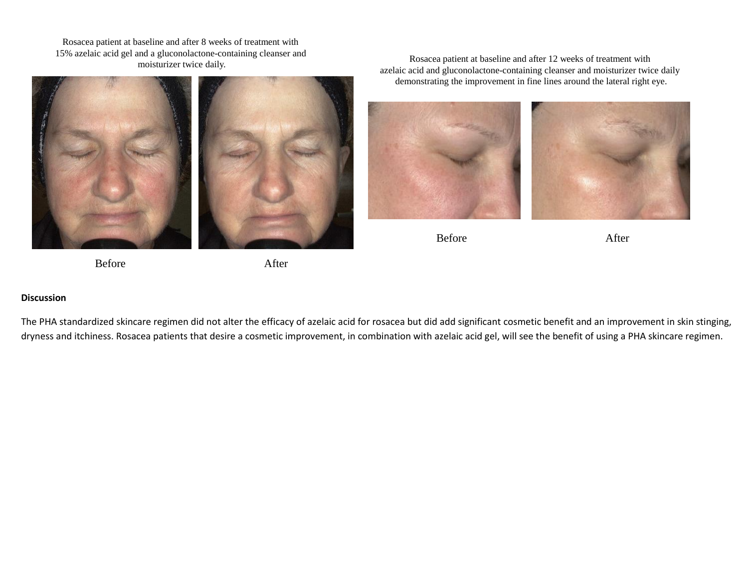Rosacea patient at baseline and after 8 weeks of treatment with 15% azelaic acid gel and a gluconolactone-containing cleanser and moisturizer twice daily.

Before

After

Rosacea patient at baseline and after 12 weeks of treatment with azelaic acid and gluconolactone-containing cleanser and moisturizer twice daily demonstrating the improvement in fine lines around the lateral right eye.

Before

After

**Discussion**

The PHA standardized skincare regimen did not alter the efficacy of azelaic acid for rosacea but did add significant cosmetic benefit and an improvement in skin stinging, dryness and itchiness. Rosacea patients that desire a cosmetic improvement, in combination with azelaic acid gel, will see the benefit of using a PHA skincare regimen.